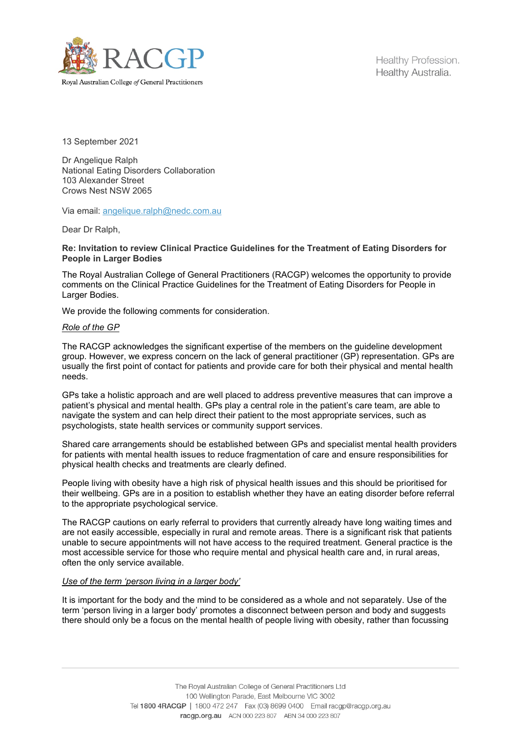RACGP

Royal Australian College *of* General Practitioners

Healthy Profession.
Healthy Australia.

13 September 2021

Dr Angelique Ralph
National Eating Disorders Collaboration
103 Alexander Street
Crows Nest NSW 2065

Via email: angelique.ralph@nedc.com.au

Dear Dr Ralph,

**Re: Invitation to review Clinical Practice Guidelines for the Treatment of Eating Disorders for People in Larger Bodies**

The Royal Australian College of General Practitioners (RACGP) welcomes the opportunity to provide comments on the Clinical Practice Guidelines for the Treatment of Eating Disorders for People in Larger Bodies.

We provide the following comments for consideration.

*Role of the GP*

The RACGP acknowledges the significant expertise of the members on the guideline development group. However, we express concern on the lack of general practitioner (GP) representation. GPs are usually the first point of contact for patients and provide care for both their physical and mental health needs.

GPs take a holistic approach and are well placed to address preventive measures that can improve a patient's physical and mental health. GPs play a central role in the patient's care team, are able to navigate the system and can help direct their patient to the most appropriate services, such as psychologists, state health services or community support services.

Shared care arrangements should be established between GPs and specialist mental health providers for patients with mental health issues to reduce fragmentation of care and ensure responsibilities for physical health checks and treatments are clearly defined.

People living with obesity have a high risk of physical health issues and this should be prioritised for their wellbeing. GPs are in a position to establish whether they have an eating disorder before referral to the appropriate psychological service.

The RACGP cautions on early referral to providers that currently already have long waiting times and are not easily accessible, especially in rural and remote areas. There is a significant risk that patients unable to secure appointments will not have access to the required treatment. General practice is the most accessible service for those who require mental and physical health care and, in rural areas, often the only service available.

*Use of the term 'person living in a larger body'*

It is important for the body and the mind to be considered as a whole and not separately. Use of the term 'person living in a larger body' promotes a disconnect between person and body and suggests there should only be a focus on the mental health of people living with obesity, rather than focussing

The Royal Australian College of General Practitioners Ltd
100 Wellington Parade, East Melbourne VIC 3002
Tel 1800 4RACGP | 1800 472 247 Fax (03) 8699 0400 Email racgp@racgp.org.au
racgp.org.au ACN 000 223 807 ABN 34 000 223 807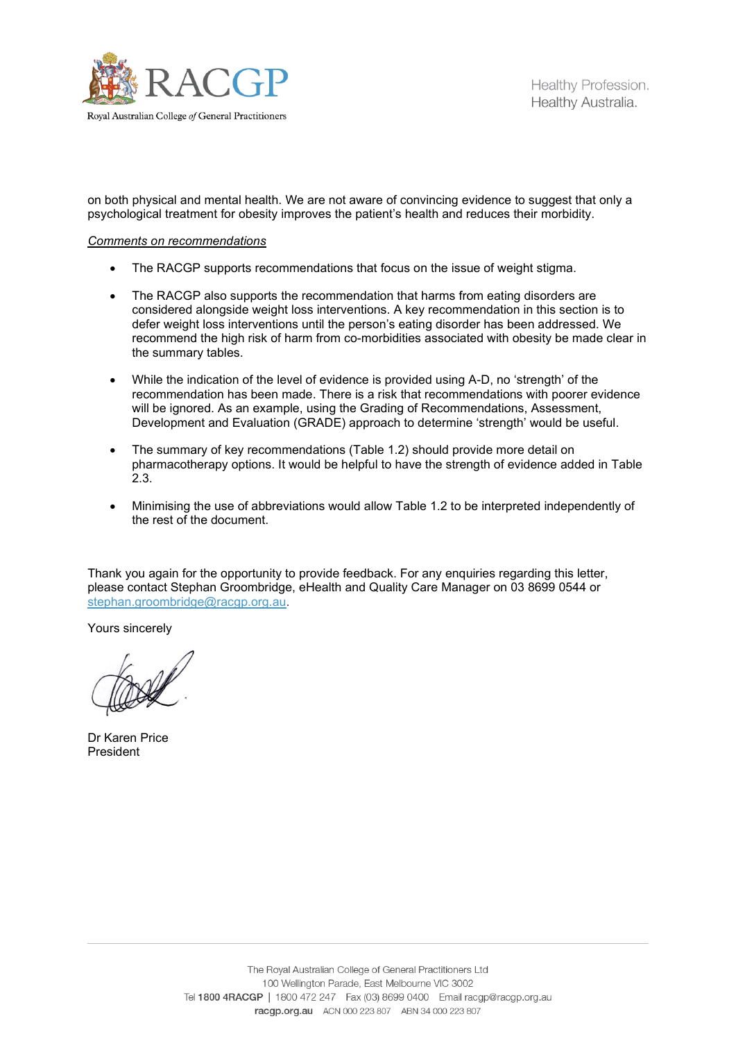on both physical and mental health. We are not aware of convincing evidence to suggest that only a psychological treatment for obesity improves the patient's health and reduces their morbidity.

*Comments on recommendations*

- The RACGP supports recommendations that focus on the issue of weight stigma.
- The RACGP also supports the recommendation that harms from eating disorders are considered alongside weight loss interventions. A key recommendation in this section is to defer weight loss interventions until the person's eating disorder has been addressed. We recommend the high risk of harm from co-morbidities associated with obesity be made clear in the summary tables.
- While the indication of the level of evidence is provided using A-D, no 'strength' of the recommendation has been made. There is a risk that recommendations with poorer evidence will be ignored. As an example, using the Grading of Recommendations, Assessment, Development and Evaluation (GRADE) approach to determine 'strength' would be useful.
- The summary of key recommendations (Table 1.2) should provide more detail on pharmacotherapy options. It would be helpful to have the strength of evidence added in Table 2.3.
- Minimising the use of abbreviations would allow Table 1.2 to be interpreted independently of the rest of the document.

Thank you again for the opportunity to provide feedback. For any enquiries regarding this letter, please contact Stephan Groombridge, eHealth and Quality Care Manager on 03 8699 0544 or stephan.groombridge@racgp.org.au.

Yours sincerely

Dr Karen Price
President